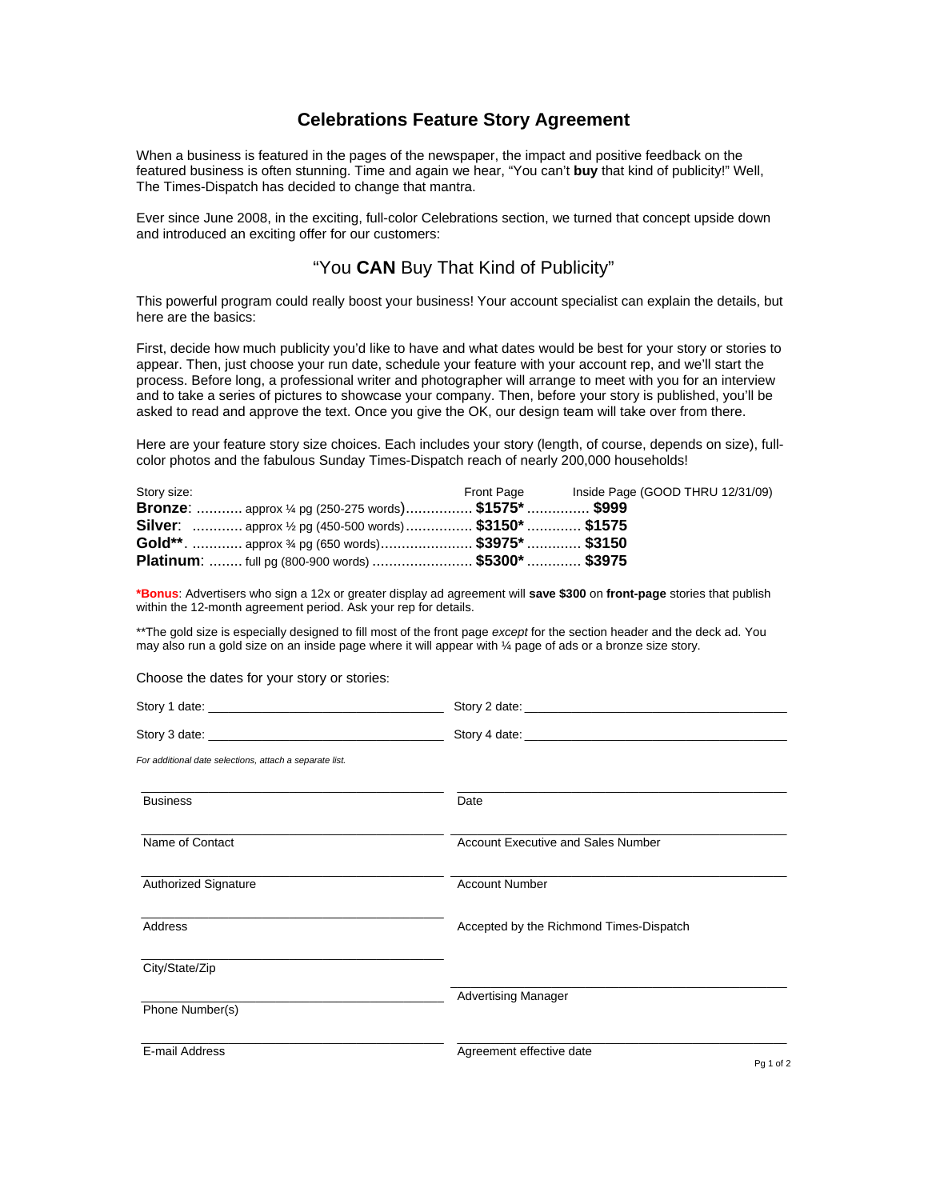# Celebrations Feature Story Agreement

When a business is featured in the pages of the newspaper, the impact and positive feedback on the featured business is often stunning. Time and again we hear, "You can't **buy** that kind of publicity!" Well, The Times-Dispatch has decided to change that mantra.

Ever since June 2008, in the exciting, full-color Celebrations section, we turned that concept upside down and introduced an exciting offer for our customers:

## "You **CAN** Buy That Kind of Publicity"

This powerful program could really boost your business! Your account specialist can explain the details, but here are the basics:

First, decide how much publicity you'd like to have and what dates would be best for your story or stories to appear. Then, just choose your run date, schedule your feature with your account rep, and we'll start the process. Before long, a professional writer and photographer will arrange to meet with you for an interview and to take a series of pictures to showcase your company. Then, before your story is published, you'll be asked to read and approve the text. Once you give the OK, our design team will take over from there.

Here are your feature story size choices. Each includes your story (length, of course, depends on size), full-color photos and the fabulous Sunday Times-Dispatch reach of nearly 200,000 households!

| Story size: | | Front Page | Inside Page (GOOD THRU 12/31/09) |
|---|---|---|---|
| **Bronze**: | approx ¼ pg (250-275 words) | **$1575*** | **$999** |
| **Silver**: | approx ½ pg (450-500 words) | **$3150*** | **$1575** |
| **Gold****. | approx ¾ pg (650 words) | **$3975*** | **$3150** |
| **Platinum**: | full pg (800-900 words) | **$5300*** | **$3975** |

***Bonus**: Advertisers who sign a 12x or greater display ad agreement will **save $300** on **front-page** stories that publish within the 12-month agreement period. Ask your rep for details.

**The gold size is especially designed to fill most of the front page *except* for the section header and the deck ad. You may also run a gold size on an inside page where it will appear with ¼ page of ads or a bronze size story.

Choose the dates for your story or stories:

Story 1 date: ______________________ Story 2 date: ______________________

Story 3 date: ______________________ Story 4 date: ______________________

*For additional date selections, attach a separate list.*

| | |
|---|---|
| Business | Date |
| Name of Contact | Account Executive and Sales Number |
| Authorized Signature | Account Number |
| Address | Accepted by the Richmond Times-Dispatch |
| City/State/Zip | |
| Phone Number(s) | Advertising Manager |
| E-mail Address | Agreement effective date |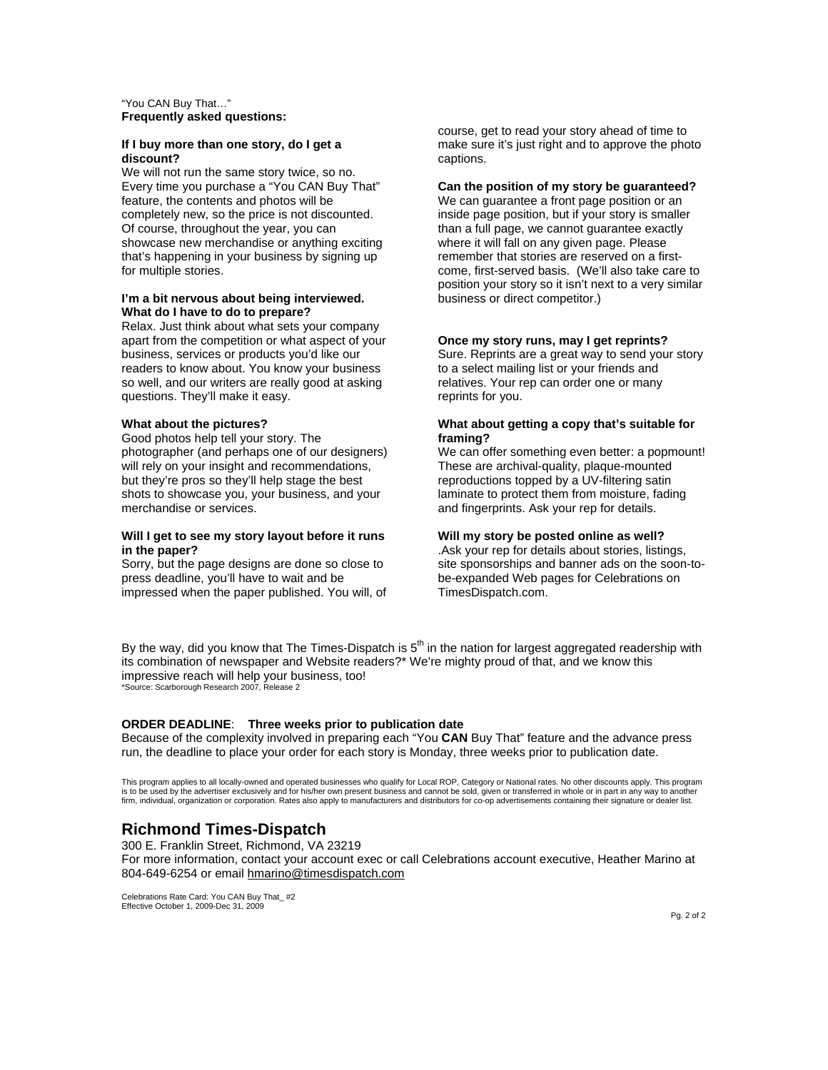"You CAN Buy That…"
**Frequently asked questions:**

**If I buy more than one story, do I get a discount?**
We will not run the same story twice, so no. Every time you purchase a "You CAN Buy That" feature, the contents and photos will be completely new, so the price is not discounted. Of course, throughout the year, you can showcase new merchandise or anything exciting that's happening in your business by signing up for multiple stories.

**I'm a bit nervous about being interviewed. What do I have to do to prepare?**
Relax. Just think about what sets your company apart from the competition or what aspect of your business, services or products you'd like our readers to know about. You know your business so well, and our writers are really good at asking questions. They'll make it easy.

**What about the pictures?**
Good photos help tell your story. The photographer (and perhaps one of our designers) will rely on your insight and recommendations, but they're pros so they'll help stage the best shots to showcase you, your business, and your merchandise or services.

**Will I get to see my story layout before it runs in the paper?**
Sorry, but the page designs are done so close to press deadline, you'll have to wait and be impressed when the paper published. You will, of course, get to read your story ahead of time to make sure it's just right and to approve the photo captions.

**Can the position of my story be guaranteed?**
We can guarantee a front page position or an inside page position, but if your story is smaller than a full page, we cannot guarantee exactly where it will fall on any given page. Please remember that stories are reserved on a first-come, first-served basis. (We'll also take care to position your story so it isn't next to a very similar business or direct competitor.)

**Once my story runs, may I get reprints?**
Sure. Reprints are a great way to send your story to a select mailing list or your friends and relatives. Your rep can order one or many reprints for you.

**What about getting a copy that's suitable for framing?**
We can offer something even better: a popmount! These are archival-quality, plaque-mounted reproductions topped by a UV-filtering satin laminate to protect them from moisture, fading and fingerprints. Ask your rep for details.

**Will my story be posted online as well?**
.Ask your rep for details about stories, listings, site sponsorships and banner ads on the soon-to-be-expanded Web pages for Celebrations on TimesDispatch.com.

By the way, did you know that The Times-Dispatch is 5th in the nation for largest aggregated readership with its combination of newspaper and Website readers?* We're mighty proud of that, and we know this impressive reach will help your business, too!
*Source: Scarborough Research 2007, Release 2

**ORDER DEADLINE**: **Three weeks prior to publication date**
Because of the complexity involved in preparing each "You **CAN** Buy That" feature and the advance press run, the deadline to place your order for each story is Monday, three weeks prior to publication date.

This program applies to all locally-owned and operated businesses who qualify for Local ROP, Category or National rates. No other discounts apply. This program is to be used by the advertiser exclusively and for his/her own present business and cannot be sold, given or transferred in whole or in part in any way to another firm, individual, organization or corporation. Rates also apply to manufacturers and distributors for co-op advertisements containing their signature or dealer list.

## Richmond Times-Dispatch

300 E. Franklin Street, Richmond, VA 23219
For more information, contact your account exec or call Celebrations account executive, Heather Marino at 804-649-6254 or email hmarino@timesdispatch.com

Celebrations Rate Card: You CAN Buy That_ #2
Effective October 1, 2009-Dec 31, 2009